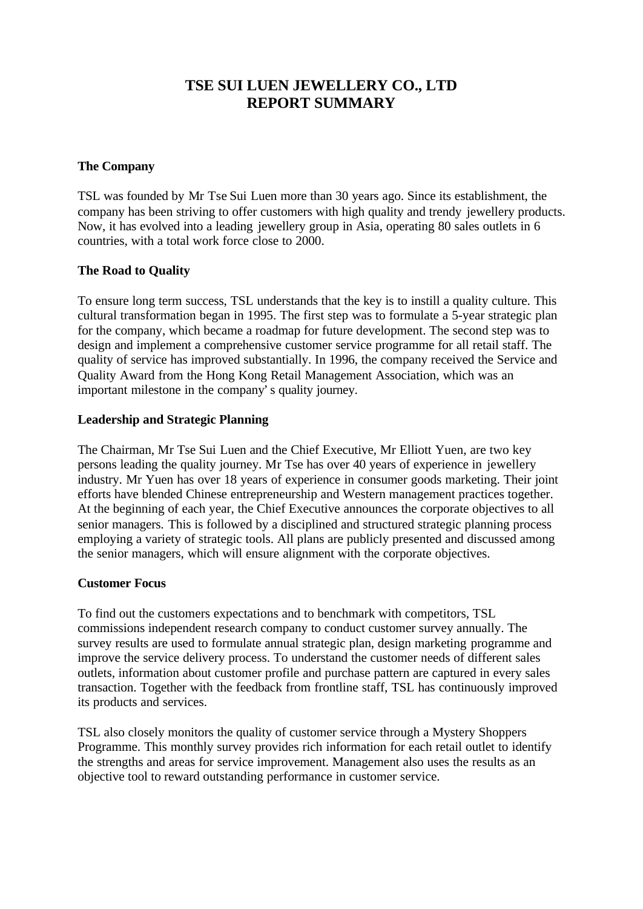# TSE SUI LUEN JEWELLERY CO., LTD
# REPORT SUMMARY

**The Company**

TSL was founded by Mr Tse Sui Luen more than 30 years ago. Since its establishment, the company has been striving to offer customers with high quality and trendy jewellery products. Now, it has evolved into a leading jewellery group in Asia, operating 80 sales outlets in 6 countries, with a total work force close to 2000.

**The Road to Quality**

To ensure long term success, TSL understands that the key is to instill a quality culture. This cultural transformation began in 1995. The first step was to formulate a 5-year strategic plan for the company, which became a roadmap for future development. The second step was to design and implement a comprehensive customer service programme for all retail staff. The quality of service has improved substantially. In 1996, the company received the Service and Quality Award from the Hong Kong Retail Management Association, which was an important milestone in the company' s quality journey.

**Leadership and Strategic Planning**

The Chairman, Mr Tse Sui Luen and the Chief Executive, Mr Elliott Yuen, are two key persons leading the quality journey. Mr Tse has over 40 years of experience in jewellery industry. Mr Yuen has over 18 years of experience in consumer goods marketing. Their joint efforts have blended Chinese entrepreneurship and Western management practices together. At the beginning of each year, the Chief Executive announces the corporate objectives to all senior managers. This is followed by a disciplined and structured strategic planning process employing a variety of strategic tools. All plans are publicly presented and discussed among the senior managers, which will ensure alignment with the corporate objectives.

**Customer Focus**

To find out the customers expectations and to benchmark with competitors, TSL commissions independent research company to conduct customer survey annually. The survey results are used to formulate annual strategic plan, design marketing programme and improve the service delivery process. To understand the customer needs of different sales outlets, information about customer profile and purchase pattern are captured in every sales transaction. Together with the feedback from frontline staff, TSL has continuously improved its products and services.

TSL also closely monitors the quality of customer service through a Mystery Shoppers Programme. This monthly survey provides rich information for each retail outlet to identify the strengths and areas for service improvement. Management also uses the results as an objective tool to reward outstanding performance in customer service.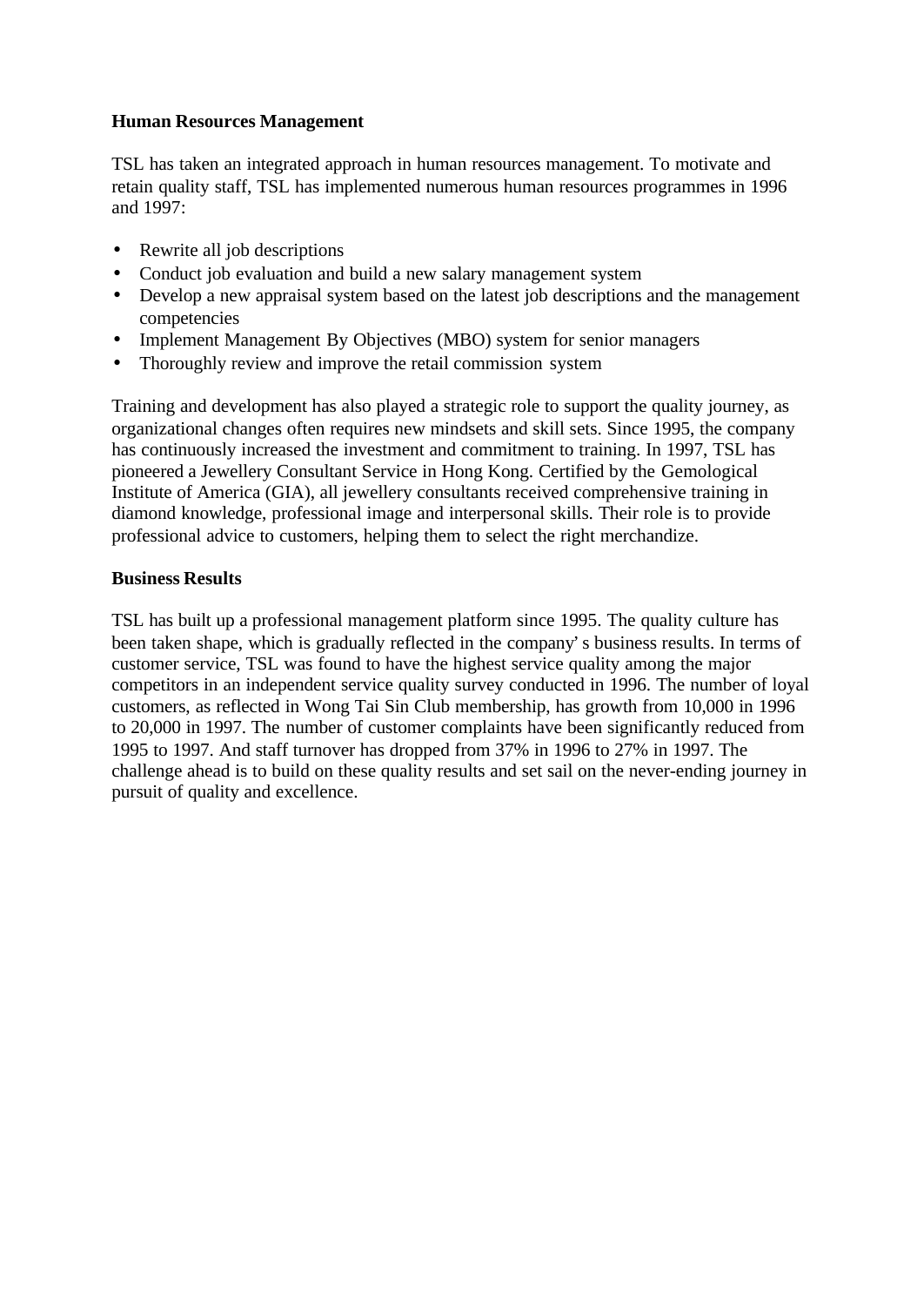**Human Resources Management**

TSL has taken an integrated approach in human resources management. To motivate and retain quality staff, TSL has implemented numerous human resources programmes in 1996 and 1997:

- Rewrite all job descriptions
- Conduct job evaluation and build a new salary management system
- Develop a new appraisal system based on the latest job descriptions and the management competencies
- Implement Management By Objectives (MBO) system for senior managers
- Thoroughly review and improve the retail commission system

Training and development has also played a strategic role to support the quality journey, as organizational changes often requires new mindsets and skill sets. Since 1995, the company has continuously increased the investment and commitment to training. In 1997, TSL has pioneered a Jewellery Consultant Service in Hong Kong. Certified by the Gemological Institute of America (GIA), all jewellery consultants received comprehensive training in diamond knowledge, professional image and interpersonal skills. Their role is to provide professional advice to customers, helping them to select the right merchandize.

**Business Results**

TSL has built up a professional management platform since 1995. The quality culture has been taken shape, which is gradually reflected in the company' s business results. In terms of customer service, TSL was found to have the highest service quality among the major competitors in an independent service quality survey conducted in 1996. The number of loyal customers, as reflected in Wong Tai Sin Club membership, has growth from 10,000 in 1996 to 20,000 in 1997. The number of customer complaints have been significantly reduced from 1995 to 1997. And staff turnover has dropped from 37% in 1996 to 27% in 1997. The challenge ahead is to build on these quality results and set sail on the never-ending journey in pursuit of quality and excellence.